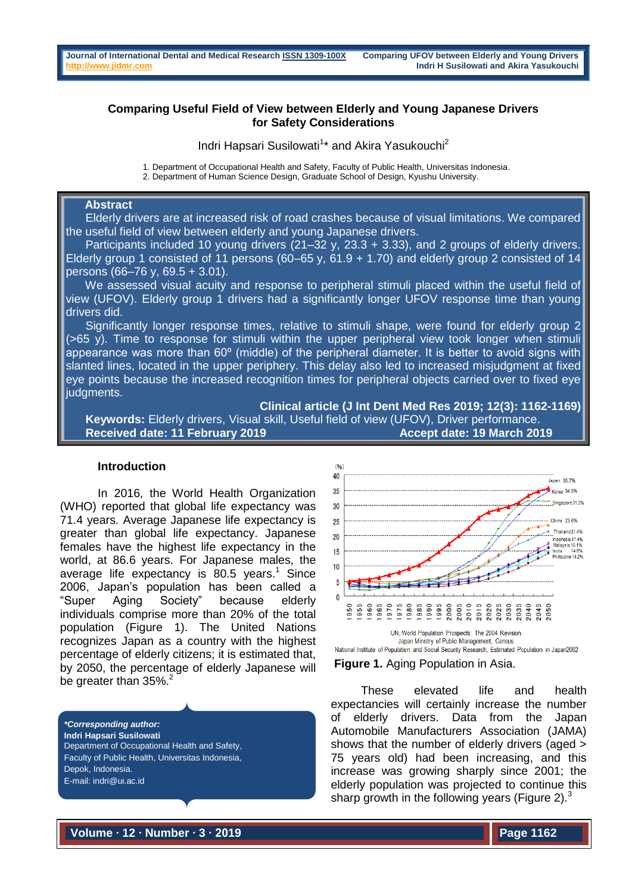# Comparing Useful Field of View between Elderly and Young Japanese Drivers for Safety Considerations

Indri Hapsari Susilowati[1]* and Akira Yasukouchi[2]

1. Department of Occupational Health and Safety, Faculty of Public Health, Universitas Indonesia.
2. Department of Human Science Design, Graduate School of Design, Kyushu University.

## Abstract

Elderly drivers are at increased risk of road crashes because of visual limitations. We compared the useful field of view between elderly and young Japanese drivers.

Participants included 10 young drivers (21–32 y, 23.3 + 3.33), and 2 groups of elderly drivers. Elderly group 1 consisted of 11 persons (60–65 y, 61.9 + 1.70) and elderly group 2 consisted of 14 persons (66–76 y, 69.5 + 3.01).

We assessed visual acuity and response to peripheral stimuli placed within the useful field of view (UFOV). Elderly group 1 drivers had a significantly longer UFOV response time than young drivers did.

Significantly longer response times, relative to stimuli shape, were found for elderly group 2 (>65 y). Time to response for stimuli within the upper peripheral view took longer when stimuli appearance was more than 60º (middle) of the peripheral diameter. It is better to avoid signs with slanted lines, located in the upper periphery. This delay also led to increased misjudgment at fixed eye points because the increased recognition times for peripheral objects carried over to fixed eye judgments.

**Clinical article (J Int Dent Med Res 2019; 12(3): 1162-1169)**

**Keywords:** Elderly drivers, Visual skill, Useful field of view (UFOV), Driver performance.

**Received date: 11 February 2019** **Accept date: 19 March 2019**

## Introduction

In 2016, the World Health Organization (WHO) reported that global life expectancy was 71.4 years. Average Japanese life expectancy is greater than global life expectancy. Japanese females have the highest life expectancy in the world, at 86.6 years. For Japanese males, the average life expectancy is 80.5 years.[1] Since 2006, Japan's population has been called a "Super Aging Society" because elderly individuals comprise more than 20% of the total population (Figure 1). The United Nations recognizes Japan as a country with the highest percentage of elderly citizens; it is estimated that, by 2050, the percentage of elderly Japanese will be greater than 35%.[2]

UN, World Population Prospects: The 2004 Revision.
Japan Ministry of Public Management, Census.
National Institute of Population and Social Security Research, Estimated Population in Japan2002

**Figure 1.** Aging Population in Asia.

These elevated life and health expectancies will certainly increase the number of elderly drivers. Data from the Japan Automobile Manufacturers Association (JAMA) shows that the number of elderly drivers (aged > 75 years old) had been increasing, and this increase was growing sharply since 2001; the elderly population was projected to continue this sharp growth in the following years (Figure 2).[3]

***Corresponding author:***
**Indri Hapsari Susilowati**
Department of Occupational Health and Safety, Faculty of Public Health, Universitas Indonesia, Depok, Indonesia.
E-mail: indri@ui.ac.id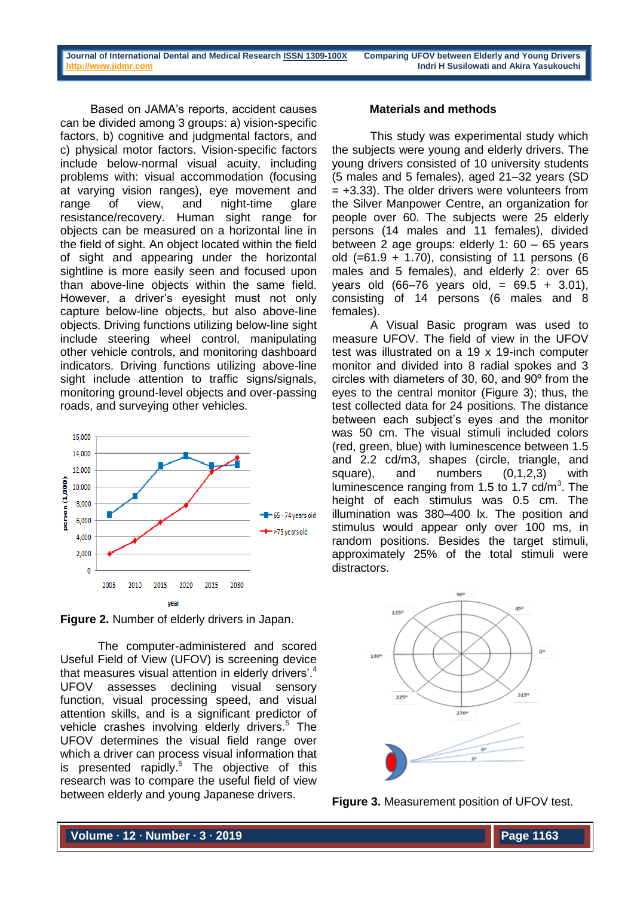Based on JAMA's reports, accident causes can be divided among 3 groups: a) vision-specific factors, b) cognitive and judgmental factors, and c) physical motor factors. Vision-specific factors include below-normal visual acuity, including problems with: visual accommodation (focusing at varying vision ranges), eye movement and range of view, and night-time glare resistance/recovery. Human sight range for objects can be measured on a horizontal line in the field of sight. An object located within the field of sight and appearing under the horizontal sightline is more easily seen and focused upon than above-line objects within the same field. However, a driver's eyesight must not only capture below-line objects, but also above-line objects. Driving functions utilizing below-line sight include steering wheel control, manipulating other vehicle controls, and monitoring dashboard indicators. Driving functions utilizing above-line sight include attention to traffic signs/signals, monitoring ground-level objects and over-passing roads, and surveying other vehicles.

**Figure 2.** Number of elderly drivers in Japan.

The computer-administered and scored Useful Field of View (UFOV) is screening device that measures visual attention in elderly drivers'.[4] UFOV assesses declining visual sensory function, visual processing speed, and visual attention skills, and is a significant predictor of vehicle crashes involving elderly drivers.[5] The UFOV determines the visual field range over which a driver can process visual information that is presented rapidly.[5] The objective of this research was to compare the useful field of view between elderly and young Japanese drivers.

## Materials and methods

This study was experimental study which the subjects were young and elderly drivers. The young drivers consisted of 10 university students (5 males and 5 females), aged 21–32 years (SD = +3.33). The older drivers were volunteers from the Silver Manpower Centre, an organization for people over 60. The subjects were 25 elderly persons (14 males and 11 females), divided between 2 age groups: elderly 1: 60 – 65 years old (=61.9 + 1.70), consisting of 11 persons (6 males and 5 females), and elderly 2: over 65 years old (66–76 years old, = 69.5 + 3.01), consisting of 14 persons (6 males and 8 females).

A Visual Basic program was used to measure UFOV. The field of view in the UFOV test was illustrated on a 19 x 19-inch computer monitor and divided into 8 radial spokes and 3 circles with diameters of 30, 60, and 90º from the eyes to the central monitor (Figure 3); thus, the test collected data for 24 positions. The distance between each subject's eyes and the monitor was 50 cm. The visual stimuli included colors (red, green, blue) with luminescence between 1.5 and 2.2 cd/m3, shapes (circle, triangle, and square), and numbers (0,1,2,3) with luminescence ranging from 1.5 to 1.7 cd/m$^3$. The height of each stimulus was 0.5 cm. The illumination was 380–400 lx. The position and stimulus would appear only over 100 ms, in random positions. Besides the target stimuli, approximately 25% of the total stimuli were distractors.

**Figure 3.** Measurement position of UFOV test.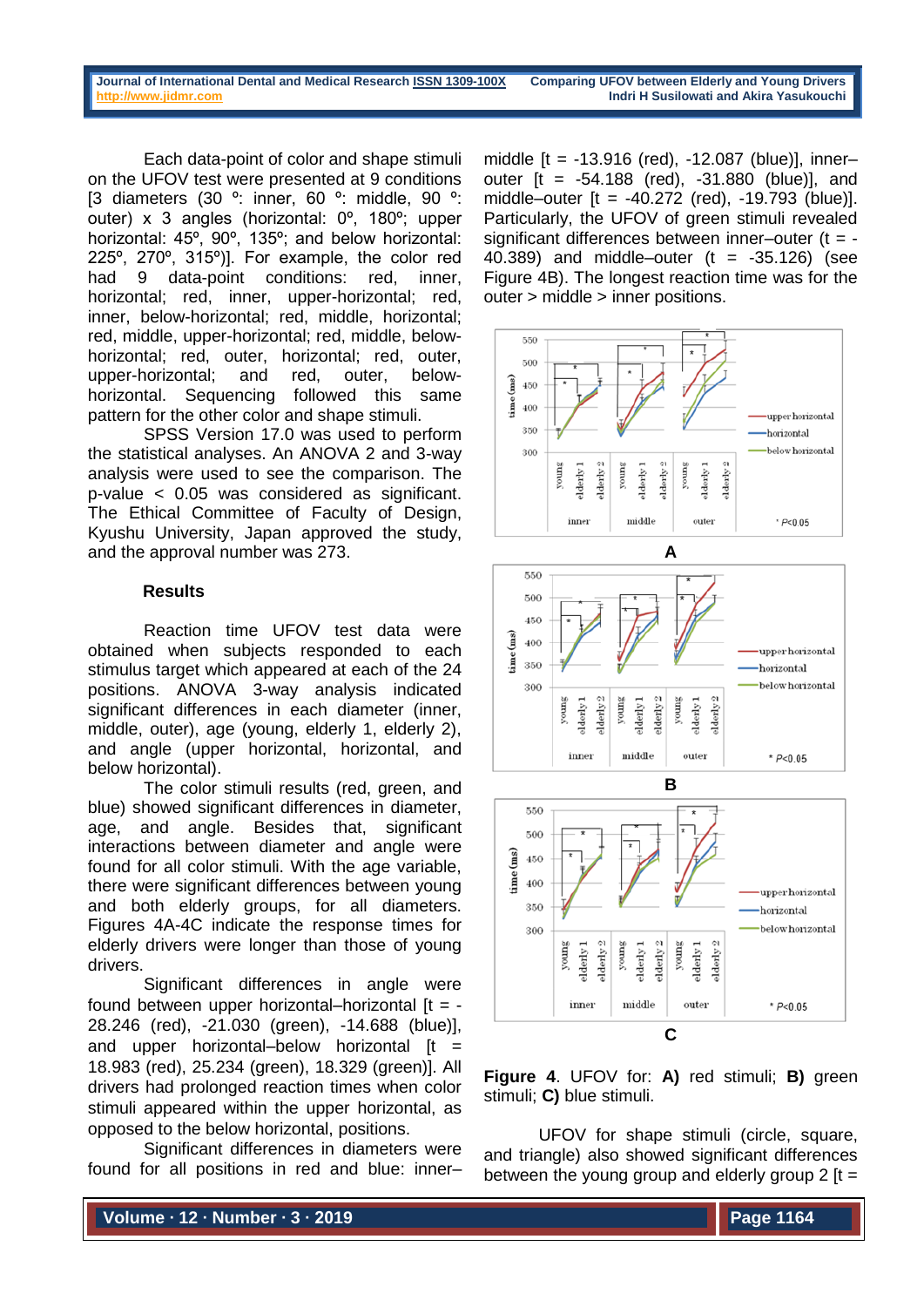Each data-point of color and shape stimuli on the UFOV test were presented at 9 conditions [3 diameters (30 º: inner, 60 º: middle, 90 º: outer) x 3 angles (horizontal: 0º, 180º; upper horizontal: 45º, 90º, 135º; and below horizontal: 225º, 270º, 315º)]. For example, the color red had 9 data-point conditions: red, inner, horizontal; red, inner, upper-horizontal; red, inner, below-horizontal; red, middle, horizontal; red, middle, upper-horizontal; red, middle, below-horizontal; red, outer, horizontal; red, outer, upper-horizontal; and red, outer, below-horizontal. Sequencing followed this same pattern for the other color and shape stimuli.

SPSS Version 17.0 was used to perform the statistical analyses. An ANOVA 2 and 3-way analysis were used to see the comparison. The p-value < 0.05 was considered as significant. The Ethical Committee of Faculty of Design, Kyushu University, Japan approved the study, and the approval number was 273.

## Results

Reaction time UFOV test data were obtained when subjects responded to each stimulus target which appeared at each of the 24 positions. ANOVA 3-way analysis indicated significant differences in each diameter (inner, middle, outer), age (young, elderly 1, elderly 2), and angle (upper horizontal, horizontal, and below horizontal).

The color stimuli results (red, green, and blue) showed significant differences in diameter, age, and angle. Besides that, significant interactions between diameter and angle were found for all color stimuli. With the age variable, there were significant differences between young and both elderly groups, for all diameters. Figures 4A-4C indicate the response times for elderly drivers were longer than those of young drivers.

Significant differences in angle were found between upper horizontal–horizontal [t = -28.246 (red), -21.030 (green), -14.688 (blue)], and upper horizontal–below horizontal [t = 18.983 (red), 25.234 (green), 18.329 (green)]. All drivers had prolonged reaction times when color stimuli appeared within the upper horizontal, as opposed to the below horizontal, positions.

Significant differences in diameters were found for all positions in red and blue: inner–middle [t = -13.916 (red), -12.087 (blue)], inner–outer [t = -54.188 (red), -31.880 (blue)], and middle–outer [t = -40.272 (red), -19.793 (blue)]. Particularly, the UFOV of green stimuli revealed significant differences between inner–outer (t = -40.389) and middle–outer (t = -35.126) (see Figure 4B). The longest reaction time was for the outer > middle > inner positions.

**Figure 4**. UFOV for: **A)** red stimuli; **B)** green stimuli; **C)** blue stimuli.

UFOV for shape stimuli (circle, square, and triangle) also showed significant differences between the young group and elderly group 2 [t =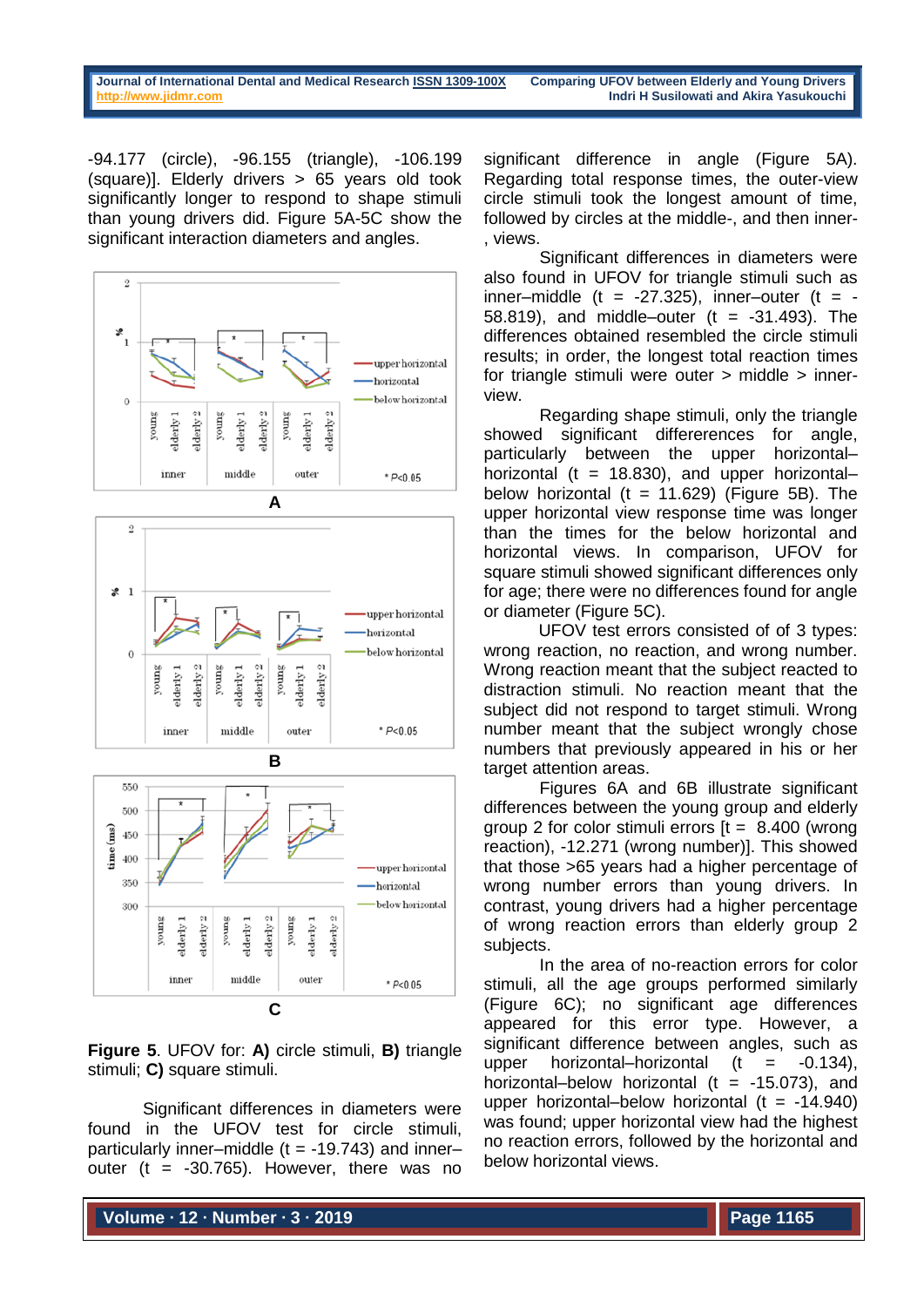-94.177 (circle), -96.155 (triangle), -106.199 (square)]. Elderly drivers > 65 years old took significantly longer to respond to shape stimuli than young drivers did. Figure 5A-5C show the significant interaction diameters and angles.

**Figure 5**. UFOV for: **A)** circle stimuli, **B)** triangle stimuli; **C)** square stimuli.

Significant differences in diameters were found in the UFOV test for circle stimuli, particularly inner–middle (t = -19.743) and inner–outer (t = -30.765). However, there was no significant difference in angle (Figure 5A). Regarding total response times, the outer-view circle stimuli took the longest amount of time, followed by circles at the middle-, and then inner-, views.

Significant differences in diameters were also found in UFOV for triangle stimuli such as inner–middle (t = -27.325), inner–outer (t = -58.819), and middle–outer (t = -31.493). The differences obtained resembled the circle stimuli results; in order, the longest total reaction times for triangle stimuli were outer > middle > inner-view.

Regarding shape stimuli, only the triangle showed significant differerences for angle, particularly between the upper horizontal–horizontal (t = 18.830), and upper horizontal–below horizontal (t = 11.629) (Figure 5B). The upper horizontal view response time was longer than the times for the below horizontal and horizontal views. In comparison, UFOV for square stimuli showed significant differences only for age; there were no differences found for angle or diameter (Figure 5C).

UFOV test errors consisted of of 3 types: wrong reaction, no reaction, and wrong number. Wrong reaction meant that the subject reacted to distraction stimuli. No reaction meant that the subject did not respond to target stimuli. Wrong number meant that the subject wrongly chose numbers that previously appeared in his or her target attention areas.

Figures 6A and 6B illustrate significant differences between the young group and elderly group 2 for color stimuli errors [t = 8.400 (wrong reaction), -12.271 (wrong number)]. This showed that those >65 years had a higher percentage of wrong number errors than young drivers. In contrast, young drivers had a higher percentage of wrong reaction errors than elderly group 2 subjects.

In the area of no-reaction errors for color stimuli, all the age groups performed similarly (Figure 6C); no significant age differences appeared for this error type. However, a significant difference between angles, such as upper horizontal–horizontal (t = -0.134), horizontal–below horizontal (t = -15.073), and upper horizontal–below horizontal (t = -14.940) was found; upper horizontal view had the highest no reaction errors, followed by the horizontal and below horizontal views.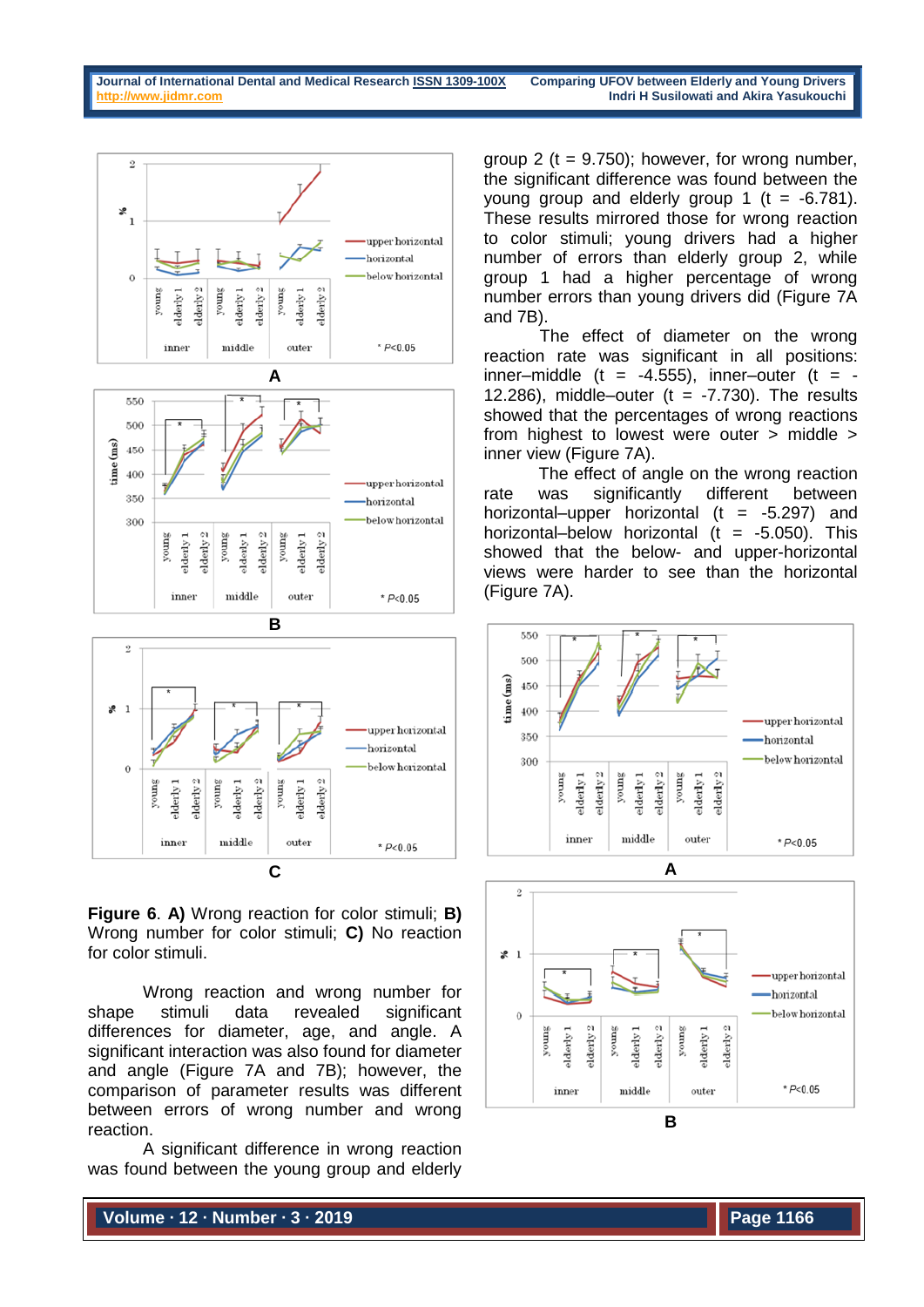**Figure 6**. **A)** Wrong reaction for color stimuli; **B)** Wrong number for color stimuli; **C)** No reaction for color stimuli.

Wrong reaction and wrong number for shape stimuli data revealed significant differences for diameter, age, and angle. A significant interaction was also found for diameter and angle (Figure 7A and 7B); however, the comparison of parameter results was different between errors of wrong number and wrong reaction.

A significant difference in wrong reaction was found between the young group and elderly group 2 (t = 9.750); however, for wrong number, the significant difference was found between the young group and elderly group 1 (t = -6.781). These results mirrored those for wrong reaction to color stimuli; young drivers had a higher number of errors than elderly group 2, while group 1 had a higher percentage of wrong number errors than young drivers did (Figure 7A and 7B).

The effect of diameter on the wrong reaction rate was significant in all positions: inner–middle (t = -4.555), inner–outer (t = -12.286), middle–outer (t = -7.730). The results showed that the percentages of wrong reactions from highest to lowest were outer > middle > inner view (Figure 7A).

The effect of angle on the wrong reaction rate was significantly different between horizontal–upper horizontal (t = -5.297) and horizontal–below horizontal (t = -5.050). This showed that the below- and upper-horizontal views were harder to see than the horizontal (Figure 7A).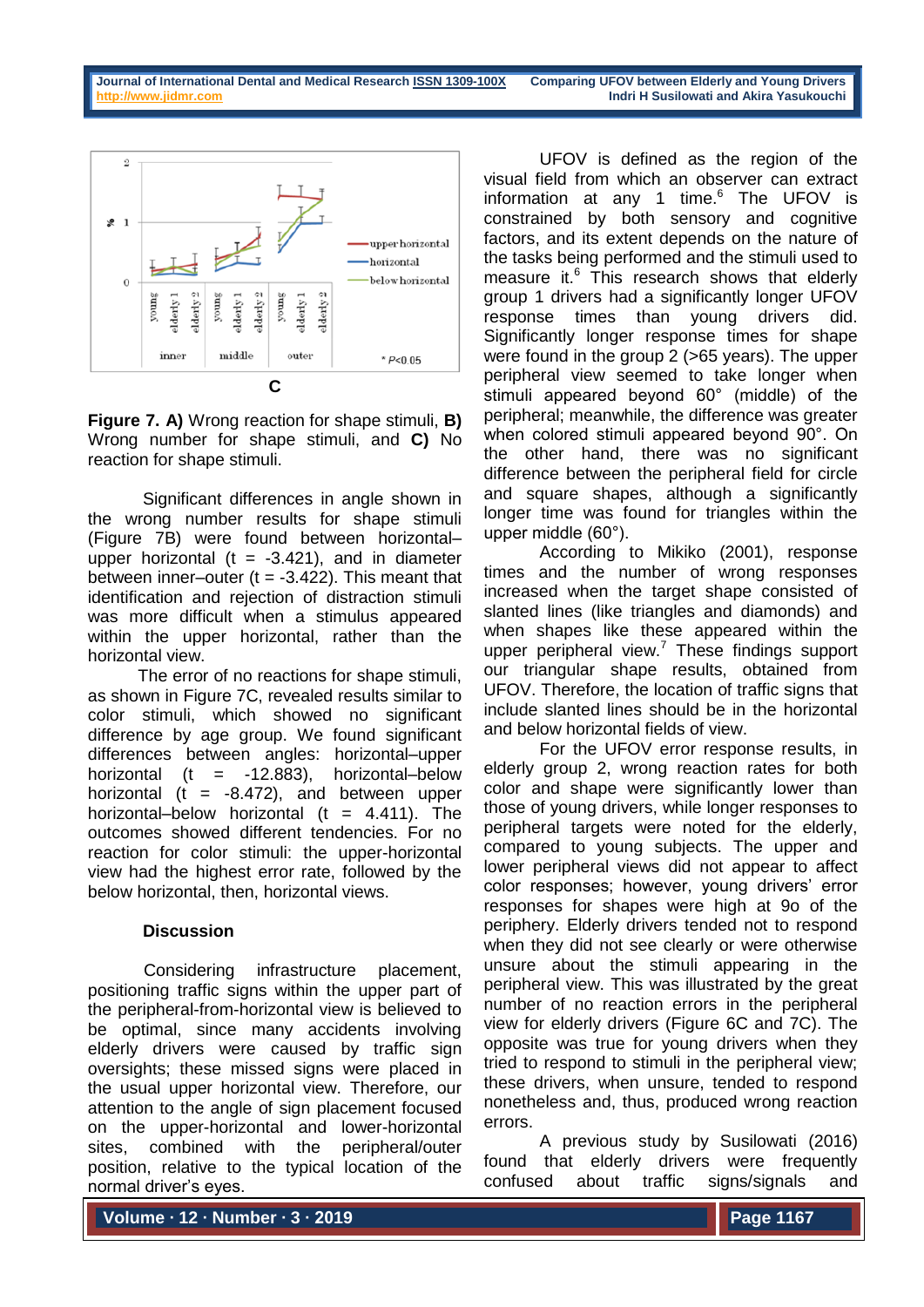**Figure 7. A)** Wrong reaction for shape stimuli, **B)** Wrong number for shape stimuli, and **C)** No reaction for shape stimuli.

Significant differences in angle shown in the wrong number results for shape stimuli (Figure 7B) were found between horizontal–upper horizontal (t = -3.421), and in diameter between inner–outer (t = -3.422). This meant that identification and rejection of distraction stimuli was more difficult when a stimulus appeared within the upper horizontal, rather than the horizontal view.

The error of no reactions for shape stimuli, as shown in Figure 7C, revealed results similar to color stimuli, which showed no significant difference by age group. We found significant differences between angles: horizontal–upper horizontal (t = -12.883), horizontal–below horizontal (t = -8.472), and between upper horizontal–below horizontal (t = 4.411). The outcomes showed different tendencies. For no reaction for color stimuli: the upper-horizontal view had the highest error rate, followed by the below horizontal, then, horizontal views.

## Discussion

Considering infrastructure placement, positioning traffic signs within the upper part of the peripheral-from-horizontal view is believed to be optimal, since many accidents involving elderly drivers were caused by traffic sign oversights; these missed signs were placed in the usual upper horizontal view. Therefore, our attention to the angle of sign placement focused on the upper-horizontal and lower-horizontal sites, combined with the peripheral/outer position, relative to the typical location of the normal driver's eyes.

UFOV is defined as the region of the visual field from which an observer can extract information at any 1 time.[6] The UFOV is constrained by both sensory and cognitive factors, and its extent depends on the nature of the tasks being performed and the stimuli used to measure it.[6] This research shows that elderly group 1 drivers had a significantly longer UFOV response times than young drivers did. Significantly longer response times for shape were found in the group 2 (>65 years). The upper peripheral view seemed to take longer when stimuli appeared beyond 60° (middle) of the peripheral; meanwhile, the difference was greater when colored stimuli appeared beyond 90°. On the other hand, there was no significant difference between the peripheral field for circle and square shapes, although a significantly longer time was found for triangles within the upper middle (60°).

According to Mikiko (2001), response times and the number of wrong responses increased when the target shape consisted of slanted lines (like triangles and diamonds) and when shapes like these appeared within the upper peripheral view.[7] These findings support our triangular shape results, obtained from UFOV. Therefore, the location of traffic signs that include slanted lines should be in the horizontal and below horizontal fields of view.

For the UFOV error response results, in elderly group 2, wrong reaction rates for both color and shape were significantly lower than those of young drivers, while longer responses to peripheral targets were noted for the elderly, compared to young subjects. The upper and lower peripheral views did not appear to affect color responses; however, young drivers' error responses for shapes were high at 9o of the periphery. Elderly drivers tended not to respond when they did not see clearly or were otherwise unsure about the stimuli appearing in the peripheral view. This was illustrated by the great number of no reaction errors in the peripheral view for elderly drivers (Figure 6C and 7C). The opposite was true for young drivers when they tried to respond to stimuli in the peripheral view; these drivers, when unsure, tended to respond nonetheless and, thus, produced wrong reaction errors.

A previous study by Susilowati (2016) found that elderly drivers were frequently confused about traffic signs/signals and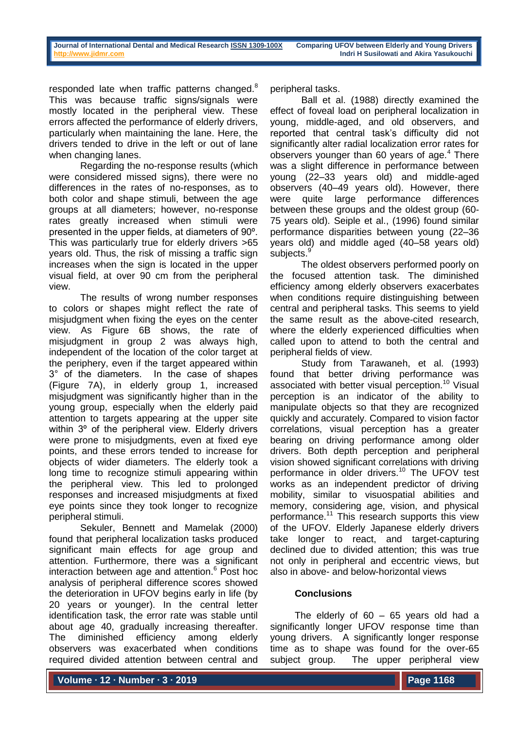responded late when traffic patterns changed.[8] This was because traffic signs/signals were mostly located in the peripheral view. These errors affected the performance of elderly drivers, particularly when maintaining the lane. Here, the drivers tended to drive in the left or out of lane when changing lanes.

Regarding the no-response results (which were considered missed signs), there were no differences in the rates of no-responses, as to both color and shape stimuli, between the age groups at all diameters; however, no-response rates greatly increased when stimuli were presented in the upper fields, at diameters of 90º. This was particularly true for elderly drivers >65 years old. Thus, the risk of missing a traffic sign increases when the sign is located in the upper visual field, at over 90 cm from the peripheral view.

The results of wrong number responses to colors or shapes might reflect the rate of misjudgment when fixing the eyes on the center view. As Figure 6B shows, the rate of misjudgment in group 2 was always high, independent of the location of the color target at the periphery, even if the target appeared within 3° of the diameters. In the case of shapes (Figure 7A), in elderly group 1, increased misjudgment was significantly higher than in the young group, especially when the elderly paid attention to targets appearing at the upper site within 3º of the peripheral view. Elderly drivers were prone to misjudgments, even at fixed eye points, and these errors tended to increase for objects of wider diameters. The elderly took a long time to recognize stimuli appearing within the peripheral view. This led to prolonged responses and increased misjudgments at fixed eye points since they took longer to recognize peripheral stimuli.

Sekuler, Bennett and Mamelak (2000) found that peripheral localization tasks produced significant main effects for age group and attention. Furthermore, there was a significant interaction between age and attention.[6] Post hoc analysis of peripheral difference scores showed the deterioration in UFOV begins early in life (by 20 years or younger). In the central letter identification task, the error rate was stable until about age 40, gradually increasing thereafter. The diminished efficiency among elderly observers was exacerbated when conditions required divided attention between central and peripheral tasks.

Ball et al. (1988) directly examined the effect of foveal load on peripheral localization in young, middle-aged, and old observers, and reported that central task's difficulty did not significantly alter radial localization error rates for observers younger than 60 years of age.[4] There was a slight difference in performance between young (22–33 years old) and middle-aged observers (40–49 years old). However, there were quite large performance differences between these groups and the oldest group (60-75 years old). Seiple et al., (1996) found similar performance disparities between young (22–36 years old) and middle aged (40–58 years old) subjects.[9]

The oldest observers performed poorly on the focused attention task. The diminished efficiency among elderly observers exacerbates when conditions require distinguishing between central and peripheral tasks. This seems to yield the same result as the above-cited research, where the elderly experienced difficulties when called upon to attend to both the central and peripheral fields of view.

Study from Tarawaneh, et al. (1993) found that better driving performance was associated with better visual perception.[10] Visual perception is an indicator of the ability to manipulate objects so that they are recognized quickly and accurately. Compared to vision factor correlations, visual perception has a greater bearing on driving performance among older drivers. Both depth perception and peripheral vision showed significant correlations with driving performance in older drivers.[10] The UFOV test works as an independent predictor of driving mobility, similar to visuospatial abilities and memory, considering age, vision, and physical performance.[11] This research supports this view of the UFOV. Elderly Japanese elderly drivers take longer to react, and target-capturing declined due to divided attention; this was true not only in peripheral and eccentric views, but also in above- and below-horizontal views

## Conclusions

The elderly of 60 – 65 years old had a significantly longer UFOV response time than young drivers. A significantly longer response time as to shape was found for the over-65 subject group. The upper peripheral view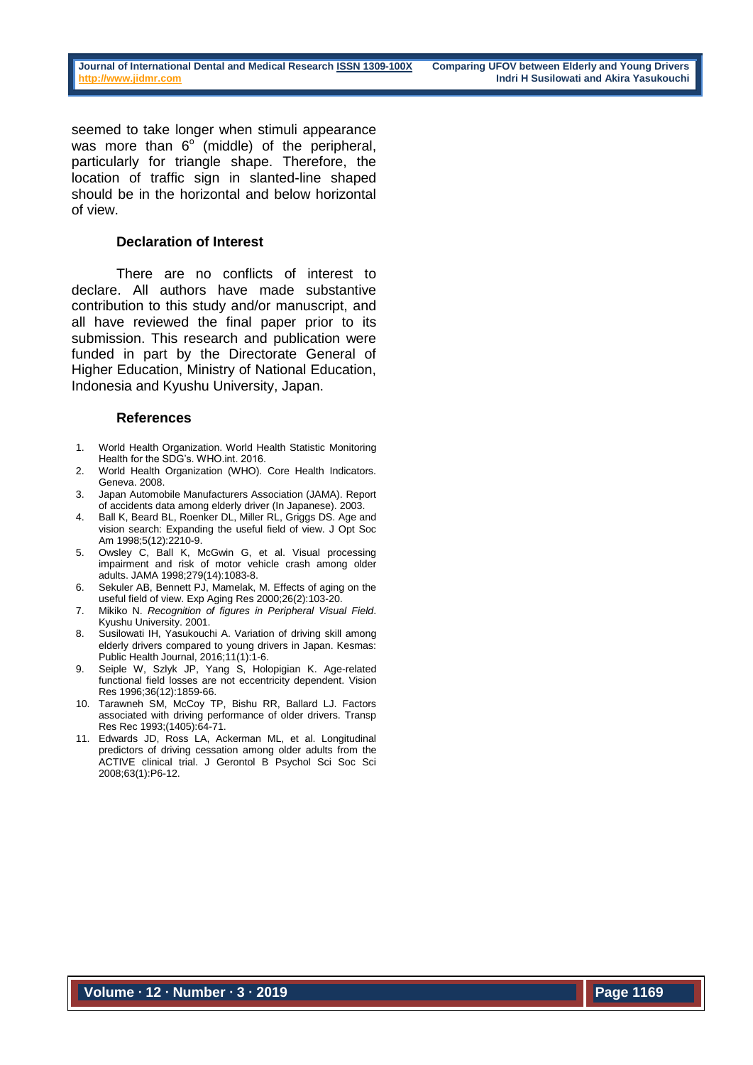seemed to take longer when stimuli appearance was more than $6^{o}$ (middle) of the peripheral, particularly for triangle shape. Therefore, the location of traffic sign in slanted-line shaped should be in the horizontal and below horizontal of view.

### Declaration of Interest

There are no conflicts of interest to declare. All authors have made substantive contribution to this study and/or manuscript, and all have reviewed the final paper prior to its submission. This research and publication were funded in part by the Directorate General of Higher Education, Ministry of National Education, Indonesia and Kyushu University, Japan.

### References

1. World Health Organization. World Health Statistic Monitoring Health for the SDG's. WHO.int. 2016.
2. World Health Organization (WHO). Core Health Indicators. Geneva. 2008.
3. Japan Automobile Manufacturers Association (JAMA). Report of accidents data among elderly driver (In Japanese). 2003.
4. Ball K, Beard BL, Roenker DL, Miller RL, Griggs DS. Age and vision search: Expanding the useful field of view. J Opt Soc Am 1998;5(12):2210-9.
5. Owsley C, Ball K, McGwin G, et al. Visual processing impairment and risk of motor vehicle crash among older adults. JAMA 1998;279(14):1083-8.
6. Sekuler AB, Bennett PJ, Mamelak, M. Effects of aging on the useful field of view. Exp Aging Res 2000;26(2):103-20.
7. Mikiko N. *Recognition of figures in Peripheral Visual Field*. Kyushu University. 2001.
8. Susilowati IH, Yasukouchi A. Variation of driving skill among elderly drivers compared to young drivers in Japan. Kesmas: Public Health Journal, 2016;11(1):1-6.
9. Seiple W, Szlyk JP, Yang S, Holopigian K. Age-related functional field losses are not eccentricity dependent. Vision Res 1996;36(12):1859-66.
10. Tarawneh SM, McCoy TP, Bishu RR, Ballard LJ. Factors associated with driving performance of older drivers. Transp Res Rec 1993;(1405):64-71.
11. Edwards JD, Ross LA, Ackerman ML, et al. Longitudinal predictors of driving cessation among older adults from the ACTIVE clinical trial. J Gerontol B Psychol Sci Soc Sci 2008;63(1):P6-12.